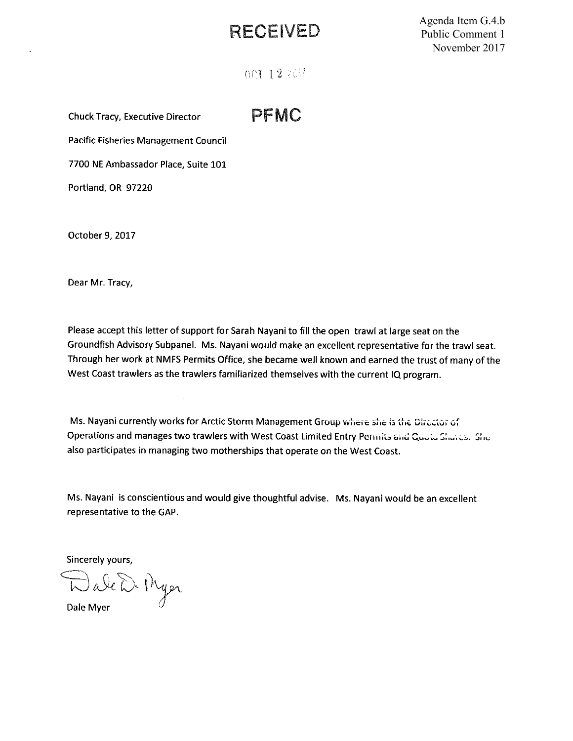Agenda Item G.4.b
Public Comment 1
November 2017

RECEIVED

OCT 12 2017

PFMC

Chuck Tracy, Executive Director

Pacific Fisheries Management Council

7700 NE Ambassador Place, Suite 101

Portland, OR 97220

October 9, 2017

Dear Mr. Tracy,

Please accept this letter of support for Sarah Nayani to fill the open trawl at large seat on the Groundfish Advisory Subpanel. Ms. Nayani would make an excellent representative for the trawl seat. Through her work at NMFS Permits Office, she became well known and earned the trust of many of the West Coast trawlers as the trawlers familiarized themselves with the current IQ program.

Ms. Nayani currently works for Arctic Storm Management Group where she is the Director of Operations and manages two trawlers with West Coast Limited Entry Permits and Quota Shares. She also participates in managing two motherships that operate on the West Coast.

Ms. Nayani is conscientious and would give thoughtful advise. Ms. Nayani would be an excellent representative to the GAP.

Sincerely yours,

Dale D. Myer

Dale Myer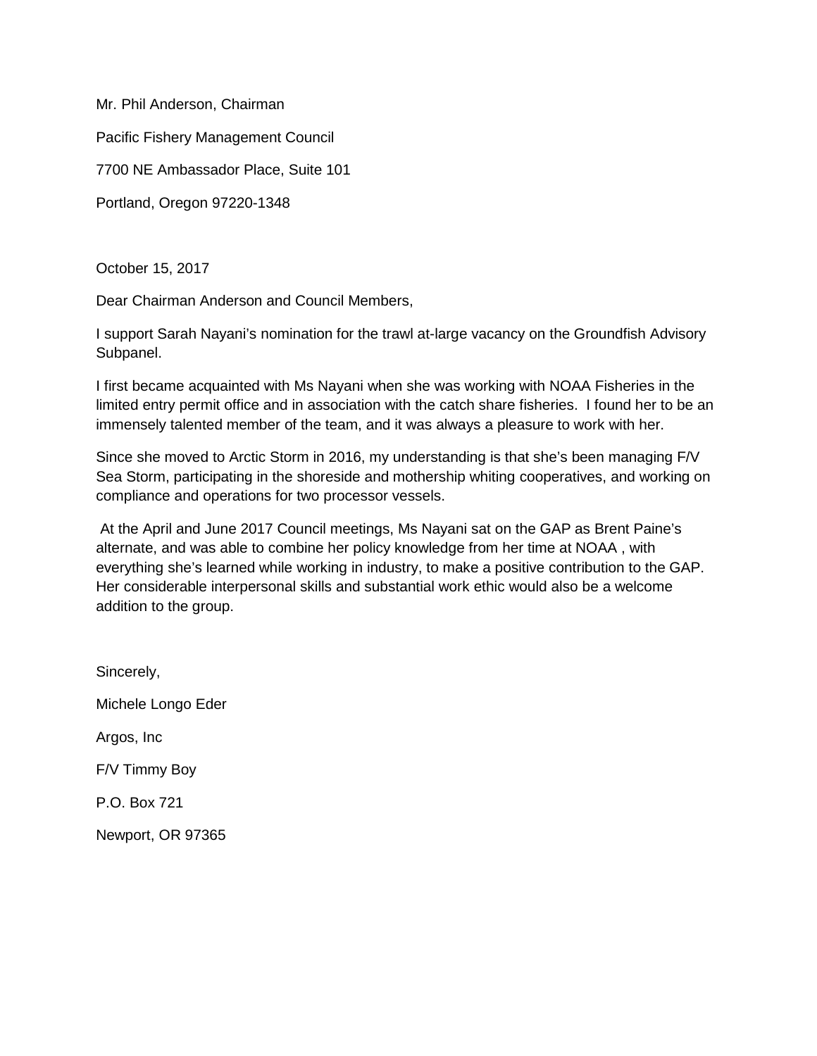Mr. Phil Anderson, Chairman

Pacific Fishery Management Council

7700 NE Ambassador Place, Suite 101

Portland, Oregon 97220-1348

October 15, 2017

Dear Chairman Anderson and Council Members,

I support Sarah Nayani's nomination for the trawl at-large vacancy on the Groundfish Advisory Subpanel.

I first became acquainted with Ms Nayani when she was working with NOAA Fisheries in the limited entry permit office and in association with the catch share fisheries. I found her to be an immensely talented member of the team, and it was always a pleasure to work with her.

Since she moved to Arctic Storm in 2016, my understanding is that she's been managing F/V Sea Storm, participating in the shoreside and mothership whiting cooperatives, and working on compliance and operations for two processor vessels.

At the April and June 2017 Council meetings, Ms Nayani sat on the GAP as Brent Paine's alternate, and was able to combine her policy knowledge from her time at NOAA , with everything she's learned while working in industry, to make a positive contribution to the GAP. Her considerable interpersonal skills and substantial work ethic would also be a welcome addition to the group.

Sincerely,

Michele Longo Eder

Argos, Inc

F/V Timmy Boy

P.O. Box 721

Newport, OR 97365